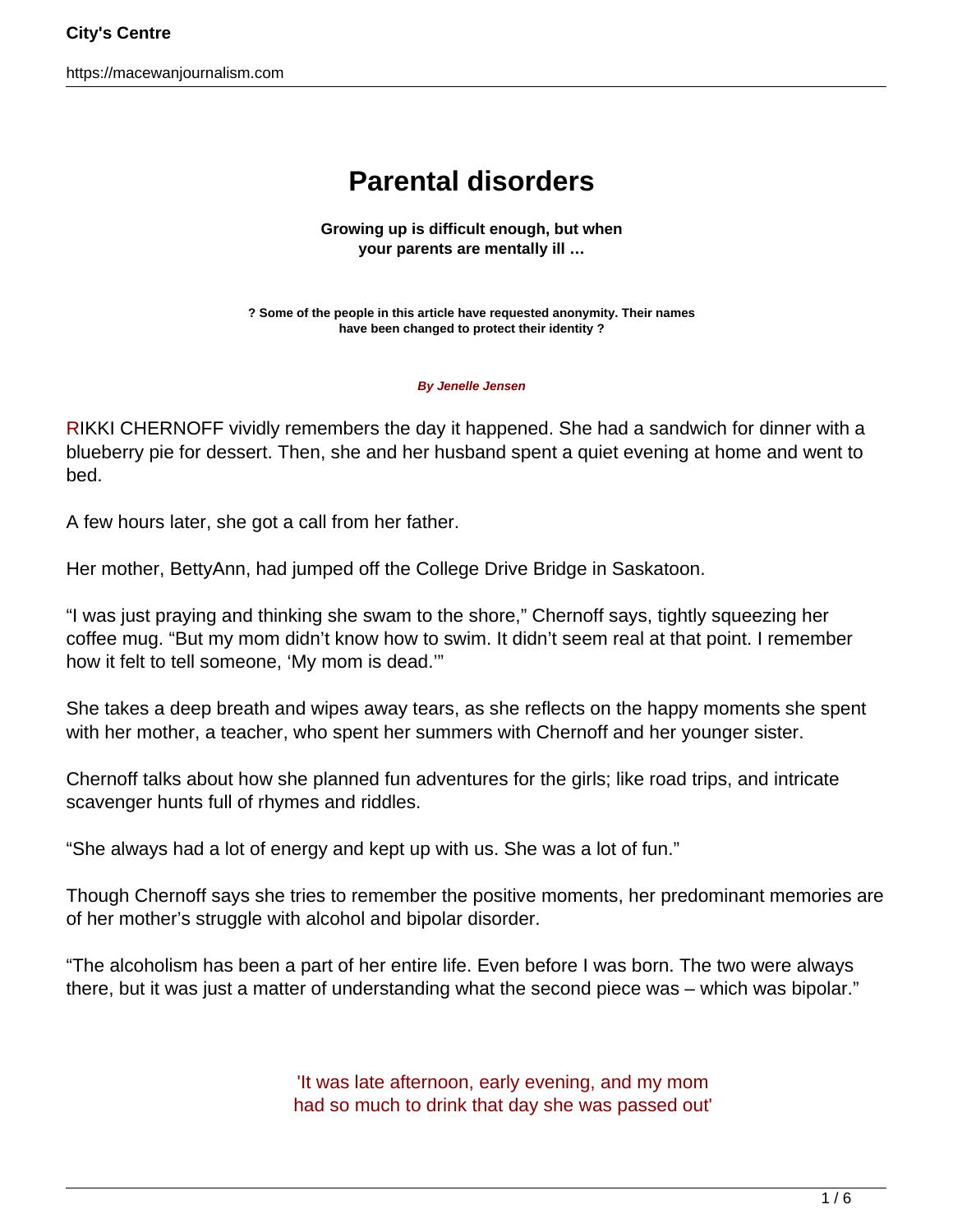# Parental disorders

**Growing up is difficult enough, but when your parents are mentally ill …**

**? Some of the people in this article have requested anonymity. Their names have been changed to protect their identity ?**

**By Jenelle Jensen**

RIKKI CHERNOFF vividly remembers the day it happened. She had a sandwich for dinner with a blueberry pie for dessert. Then, she and her husband spent a quiet evening at home and went to bed.

A few hours later, she got a call from her father.

Her mother, BettyAnn, had jumped off the College Drive Bridge in Saskatoon.

"I was just praying and thinking she swam to the shore," Chernoff says, tightly squeezing her coffee mug. "But my mom didn't know how to swim. It didn't seem real at that point. I remember how it felt to tell someone, 'My mom is dead.'"

She takes a deep breath and wipes away tears, as she reflects on the happy moments she spent with her mother, a teacher, who spent her summers with Chernoff and her younger sister.

Chernoff talks about how she planned fun adventures for the girls; like road trips, and intricate scavenger hunts full of rhymes and riddles.

"She always had a lot of energy and kept up with us. She was a lot of fun."

Though Chernoff says she tries to remember the positive moments, her predominant memories are of her mother's struggle with alcohol and bipolar disorder.

"The alcoholism has been a part of her entire life. Even before I was born. The two were always there, but it was just a matter of understanding what the second piece was – which was bipolar."

'It was late afternoon, early evening, and my mom had so much to drink that day she was passed out'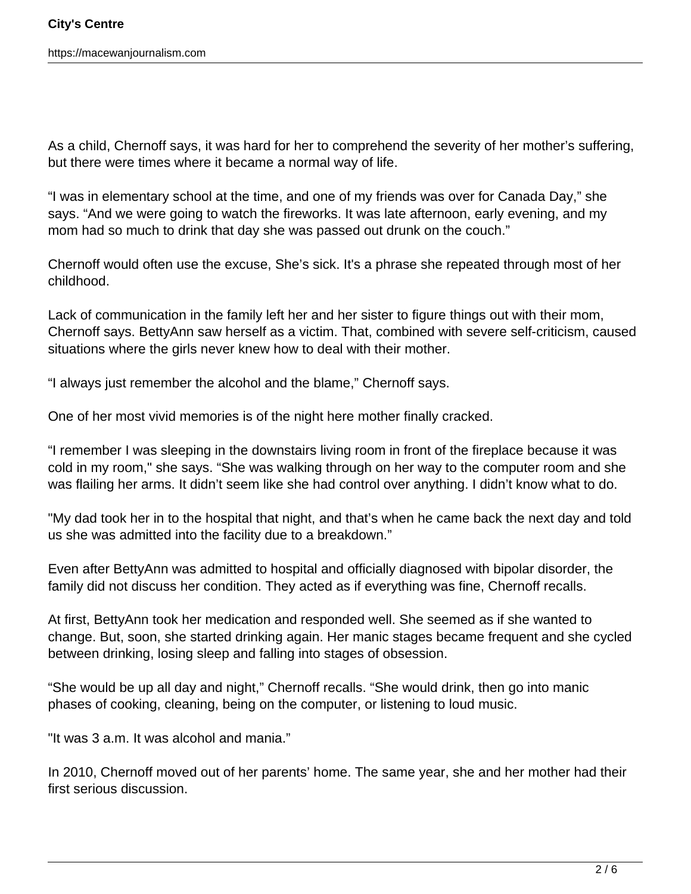As a child, Chernoff says, it was hard for her to comprehend the severity of her mother's suffering, but there were times where it became a normal way of life.

"I was in elementary school at the time, and one of my friends was over for Canada Day," she says. "And we were going to watch the fireworks. It was late afternoon, early evening, and my mom had so much to drink that day she was passed out drunk on the couch."

Chernoff would often use the excuse, She's sick. It's a phrase she repeated through most of her childhood.

Lack of communication in the family left her and her sister to figure things out with their mom, Chernoff says. BettyAnn saw herself as a victim. That, combined with severe self-criticism, caused situations where the girls never knew how to deal with their mother.

"I always just remember the alcohol and the blame," Chernoff says.

One of her most vivid memories is of the night here mother finally cracked.

"I remember I was sleeping in the downstairs living room in front of the fireplace because it was cold in my room," she says. "She was walking through on her way to the computer room and she was flailing her arms. It didn't seem like she had control over anything. I didn't know what to do.

"My dad took her in to the hospital that night, and that's when he came back the next day and told us she was admitted into the facility due to a breakdown."

Even after BettyAnn was admitted to hospital and officially diagnosed with bipolar disorder, the family did not discuss her condition. They acted as if everything was fine, Chernoff recalls.

At first, BettyAnn took her medication and responded well. She seemed as if she wanted to change. But, soon, she started drinking again. Her manic stages became frequent and she cycled between drinking, losing sleep and falling into stages of obsession.

"She would be up all day and night," Chernoff recalls. "She would drink, then go into manic phases of cooking, cleaning, being on the computer, or listening to loud music.

"It was 3 a.m. It was alcohol and mania."

In 2010, Chernoff moved out of her parents' home. The same year, she and her mother had their first serious discussion.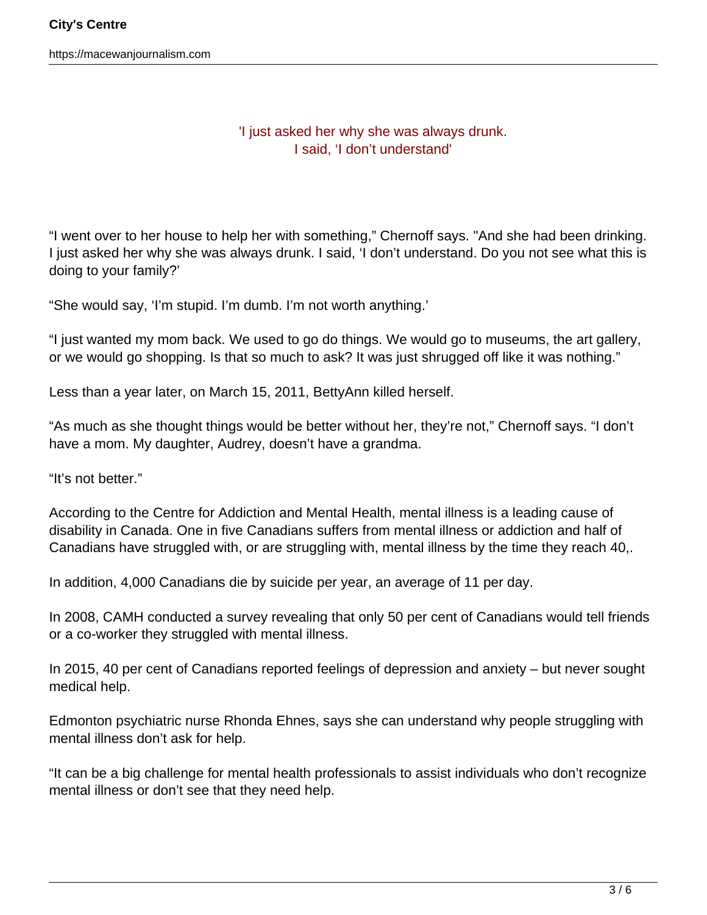> 'I just asked her why she was always drunk.
> I said, 'I don't understand'

"I went over to her house to help her with something," Chernoff says. "And she had been drinking. I just asked her why she was always drunk. I said, 'I don't understand. Do you not see what this is doing to your family?'

"She would say, 'I'm stupid. I'm dumb. I'm not worth anything.'

"I just wanted my mom back. We used to go do things. We would go to museums, the art gallery, or we would go shopping. Is that so much to ask? It was just shrugged off like it was nothing."

Less than a year later, on March 15, 2011, BettyAnn killed herself.

"As much as she thought things would be better without her, they're not," Chernoff says. "I don't have a mom. My daughter, Audrey, doesn't have a grandma.

"It's not better."

According to the Centre for Addiction and Mental Health, mental illness is a leading cause of disability in Canada. One in five Canadians suffers from mental illness or addiction and half of Canadians have struggled with, or are struggling with, mental illness by the time they reach 40,.

In addition, 4,000 Canadians die by suicide per year, an average of 11 per day.

In 2008, CAMH conducted a survey revealing that only 50 per cent of Canadians would tell friends or a co-worker they struggled with mental illness.

In 2015, 40 per cent of Canadians reported feelings of depression and anxiety – but never sought medical help.

Edmonton psychiatric nurse Rhonda Ehnes, says she can understand why people struggling with mental illness don't ask for help.

"It can be a big challenge for mental health professionals to assist individuals who don't recognize mental illness or don't see that they need help.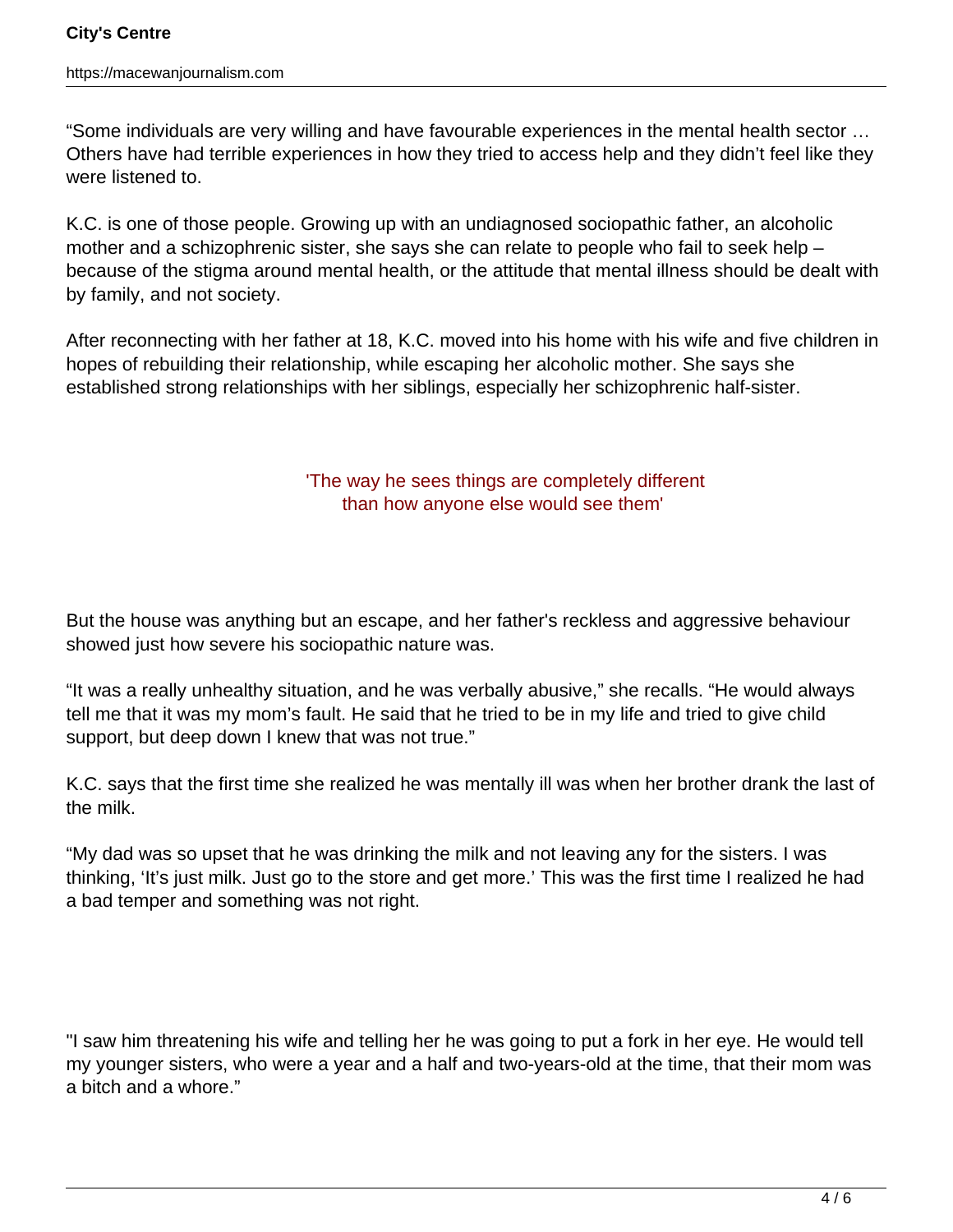"Some individuals are very willing and have favourable experiences in the mental health sector … Others have had terrible experiences in how they tried to access help and they didn't feel like they were listened to.

K.C. is one of those people. Growing up with an undiagnosed sociopathic father, an alcoholic mother and a schizophrenic sister, she says she can relate to people who fail to seek help – because of the stigma around mental health, or the attitude that mental illness should be dealt with by family, and not society.

After reconnecting with her father at 18, K.C. moved into his home with his wife and five children in hopes of rebuilding their relationship, while escaping her alcoholic mother. She says she established strong relationships with her siblings, especially her schizophrenic half-sister.

> 'The way he sees things are completely different than how anyone else would see them'

But the house was anything but an escape, and her father's reckless and aggressive behaviour showed just how severe his sociopathic nature was.

"It was a really unhealthy situation, and he was verbally abusive," she recalls. "He would always tell me that it was my mom's fault. He said that he tried to be in my life and tried to give child support, but deep down I knew that was not true."

K.C. says that the first time she realized he was mentally ill was when her brother drank the last of the milk.

"My dad was so upset that he was drinking the milk and not leaving any for the sisters. I was thinking, 'It's just milk. Just go to the store and get more.' This was the first time I realized he had a bad temper and something was not right.

"I saw him threatening his wife and telling her he was going to put a fork in her eye. He would tell my younger sisters, who were a year and a half and two-years-old at the time, that their mom was a bitch and a whore."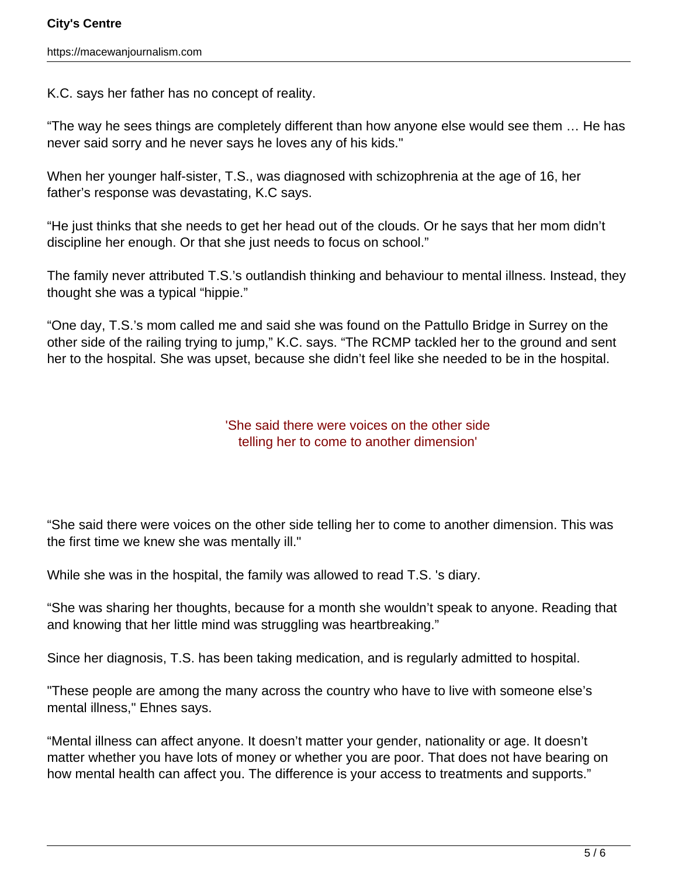K.C. says her father has no concept of reality.

“The way he sees things are completely different than how anyone else would see them … He has never said sorry and he never says he loves any of his kids."

When her younger half-sister, T.S., was diagnosed with schizophrenia at the age of 16, her father’s response was devastating, K.C says.

“He just thinks that she needs to get her head out of the clouds. Or he says that her mom didn’t discipline her enough. Or that she just needs to focus on school.”

The family never attributed T.S.’s outlandish thinking and behaviour to mental illness. Instead, they thought she was a typical “hippie.”

“One day, T.S.’s mom called me and said she was found on the Pattullo Bridge in Surrey on the other side of the railing trying to jump,” K.C. says. “The RCMP tackled her to the ground and sent her to the hospital. She was upset, because she didn’t feel like she needed to be in the hospital.

> 'She said there were voices on the other side telling her to come to another dimension'

“She said there were voices on the other side telling her to come to another dimension. This was the first time we knew she was mentally ill."

While she was in the hospital, the family was allowed to read T.S. 's diary.

“She was sharing her thoughts, because for a month she wouldn’t speak to anyone. Reading that and knowing that her little mind was struggling was heartbreaking.”

Since her diagnosis, T.S. has been taking medication, and is regularly admitted to hospital.

"These people are among the many across the country who have to live with someone else’s mental illness," Ehnes says.

“Mental illness can affect anyone. It doesn’t matter your gender, nationality or age. It doesn’t matter whether you have lots of money or whether you are poor. That does not have bearing on how mental health can affect you. The difference is your access to treatments and supports.”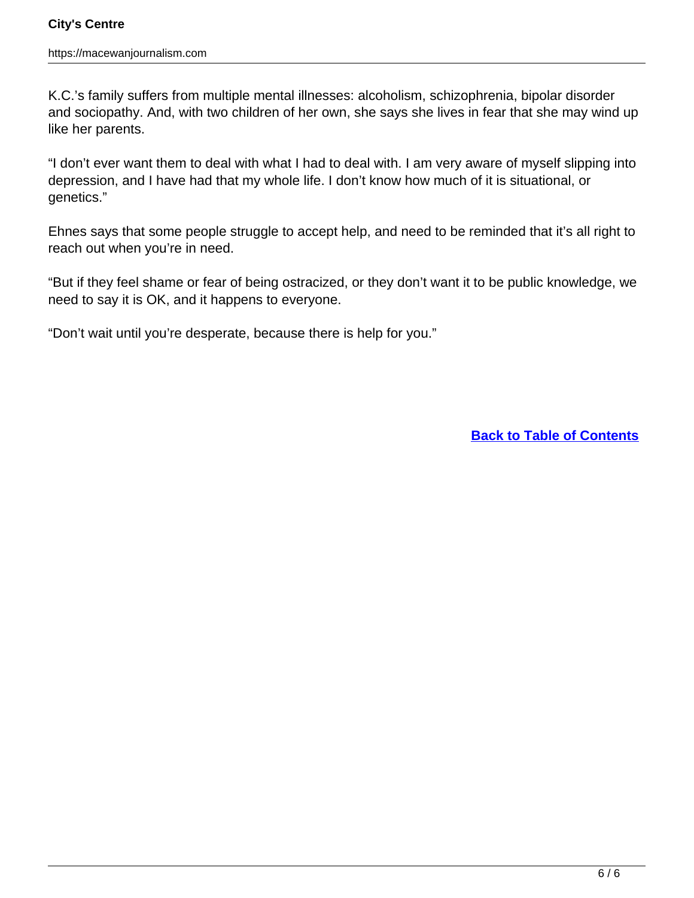K.C.'s family suffers from multiple mental illnesses: alcoholism, schizophrenia, bipolar disorder and sociopathy. And, with two children of her own, she says she lives in fear that she may wind up like her parents.

"I don't ever want them to deal with what I had to deal with. I am very aware of myself slipping into depression, and I have had that my whole life. I don't know how much of it is situational, or genetics."

Ehnes says that some people struggle to accept help, and need to be reminded that it's all right to reach out when you're in need.

"But if they feel shame or fear of being ostracized, or they don't want it to be public knowledge, we need to say it is OK, and it happens to everyone.

"Don't wait until you're desperate, because there is help for you."

**Back to Table of Contents**